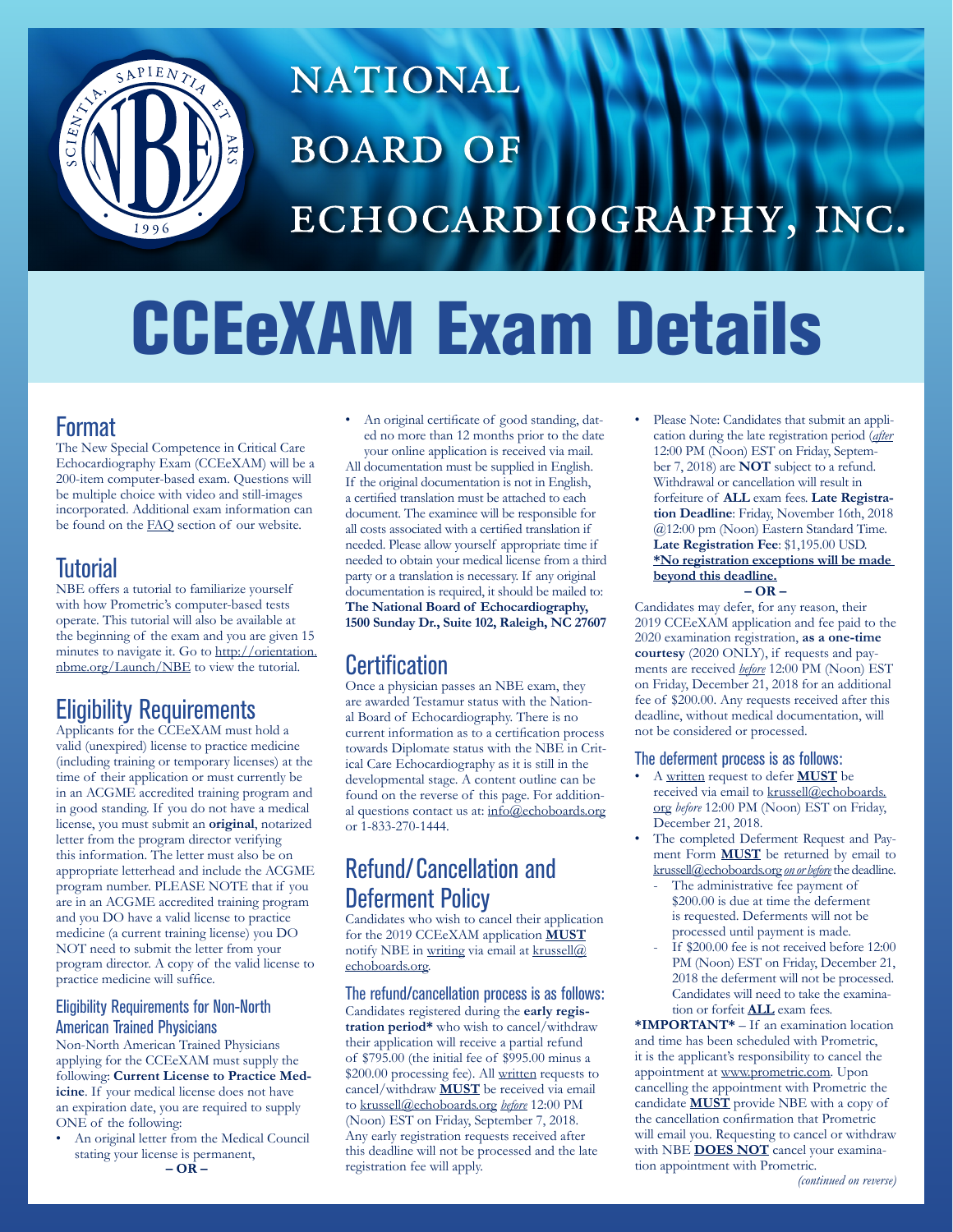# NATIONAL BOARD OF ECHOCARDIOGRAPHY, INC.

# CCEeXAM Exam Details

## Format

The New Special Competence in Critical Care Echocardiography Exam (CCEeXAM) will be a 200-item computer-based exam. Questions will be multiple choice with video and still-images incorporated. Additional exam information can be found on the FAQ section of our website.

## Tutorial

NBE offers a tutorial to familiarize yourself with how Prometric's computer-based tests operate. This tutorial will also be available at the beginning of the exam and you are given 15 minutes to navigate it. Go to http://orientation.nbme.org/Launch/NBE to view the tutorial.

## Eligibility Requirements

Applicants for the CCEeXAM must hold a valid (unexpired) license to practice medicine (including training or temporary licenses) at the time of their application or must currently be in an ACGME accredited training program and in good standing. If you do not have a medical license, you must submit an **original**, notarized letter from the program director verifying this information. The letter must also be on appropriate letterhead and include the ACGME program number. PLEASE NOTE that if you are in an ACGME accredited training program and you DO have a valid license to practice medicine (a current training license) you DO NOT need to submit the letter from your program director. A copy of the valid license to practice medicine will suffice.

### Eligibility Requirements for Non-North American Trained Physicians

Non-North American Trained Physicians applying for the CCEeXAM must supply the following: **Current License to Practice Medicine**. If your medical license does not have an expiration date, you are required to supply ONE of the following:

- An original letter from the Medical Council stating your license is permanent,

**– OR –**

- An original certificate of good standing, dated no more than 12 months prior to the date your online application is received via mail.

All documentation must be supplied in English. If the original documentation is not in English, a certified translation must be attached to each document. The examinee will be responsible for all costs associated with a certified translation if needed. Please allow yourself appropriate time if needed to obtain your medical license from a third party or a translation is necessary. If any original documentation is required, it should be mailed to: **The National Board of Echocardiography, 1500 Sunday Dr., Suite 102, Raleigh, NC 27607**

## Certification

Once a physician passes an NBE exam, they are awarded Testamur status with the National Board of Echocardiography. There is no current information as to a certification process towards Diplomate status with the NBE in Critical Care Echocardiography as it is still in the developmental stage. A content outline can be found on the reverse of this page. For additional questions contact us at: info@echoboards.org or 1-833-270-1444.

## Refund/Cancellation and Deferment Policy

Candidates who wish to cancel their application for the 2019 CCEeXAM application **MUST** notify NBE in writing via email at krussell@echoboards.org.

### The refund/cancellation process is as follows:

Candidates registered during the **early registration period*** who wish to cancel/withdraw their application will receive a partial refund of $795.00 (the initial fee of $995.00 minus a $200.00 processing fee). All written requests to cancel/withdraw **MUST** be received via email to krussell@echoboards.org *before* 12:00 PM (Noon) EST on Friday, September 7, 2018. Any early registration requests received after this deadline will not be processed and the late registration fee will apply.

- Please Note: Candidates that submit an application during the late registration period (*after* 12:00 PM (Noon) EST on Friday, September 7, 2018) are **NOT** subject to a refund. Withdrawal or cancellation will result in forfeiture of **ALL** exam fees. **Late Registration Deadline**: Friday, November 16th, 2018 @12:00 pm (Noon) Eastern Standard Time. **Late Registration Fee**: $1,195.00 USD. **\*No registration exceptions will be made beyond this deadline.**

**– OR –**

Candidates may defer, for any reason, their 2019 CCEeXAM application and fee paid to the 2020 examination registration, **as a one-time courtesy** (2020 ONLY), if requests and payments are received *before* 12:00 PM (Noon) EST on Friday, December 21, 2018 for an additional fee of $200.00. Any requests received after this deadline, without medical documentation, will not be considered or processed.

### The deferment process is as follows:

- A written request to defer **MUST** be received via email to krussell@echoboards.org *before* 12:00 PM (Noon) EST on Friday, December 21, 2018.
- The completed Deferment Request and Payment Form **MUST** be returned by email to krussell@echoboards.org *on or before* the deadline.
  - The administrative fee payment of $200.00 is due at time the deferment is requested. Deferments will not be processed until payment is made.
  - If $200.00 fee is not received before 12:00 PM (Noon) EST on Friday, December 21, 2018 the deferment will not be processed. Candidates will need to take the examination or forfeit **ALL** exam fees.

**\*IMPORTANT\*** – If an examination location and time has been scheduled with Prometric, it is the applicant's responsibility to cancel the appointment at www.prometric.com. Upon cancelling the appointment with Prometric the candidate **MUST** provide NBE with a copy of the cancellation confirmation that Prometric will email you. Requesting to cancel or withdraw with NBE **DOES NOT** cancel your examination appointment with Prometric.

*(continued on reverse)*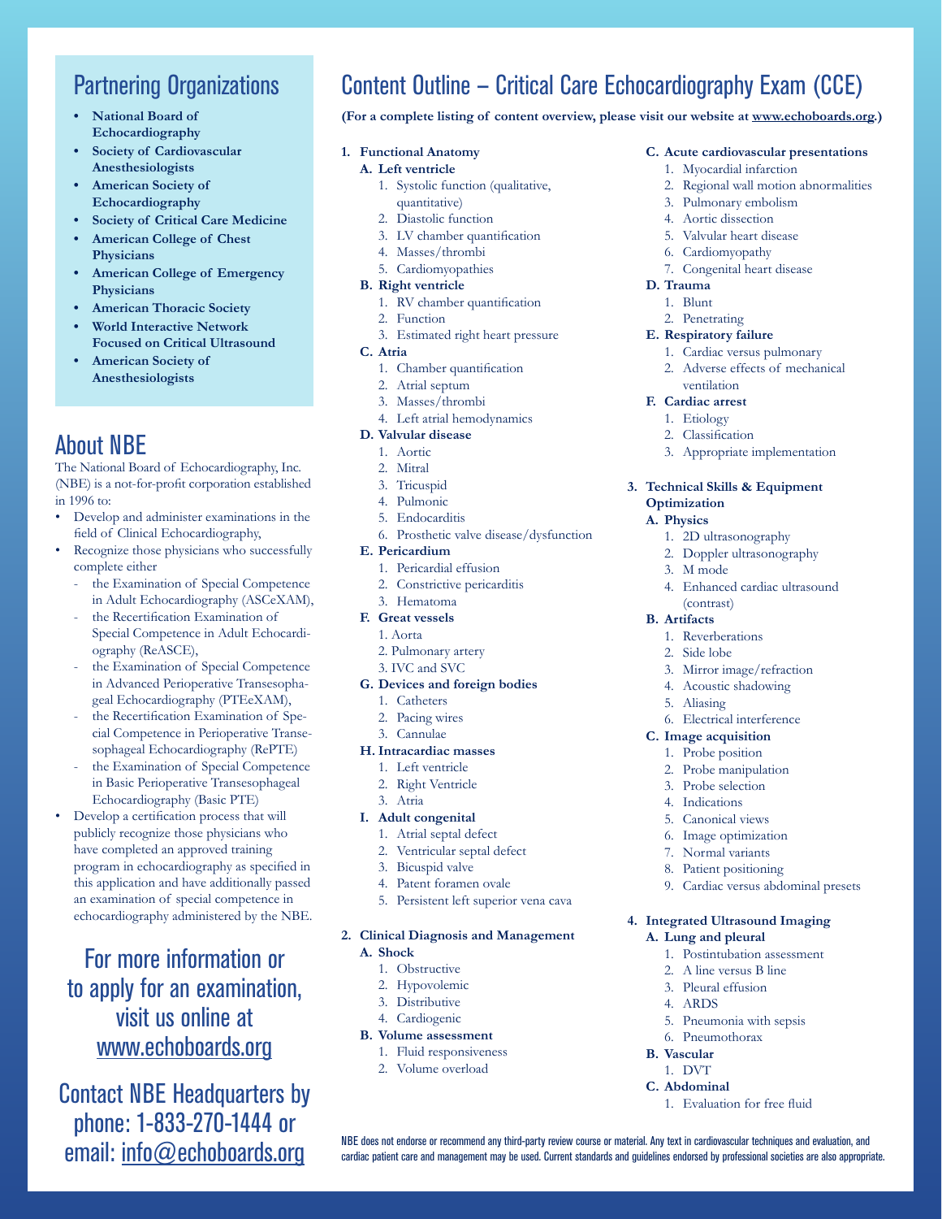## Partnering Organizations

- **National Board of Echocardiography**
- **Society of Cardiovascular Anesthesiologists**
- **American Society of Echocardiography**
- **Society of Critical Care Medicine**
- **American College of Chest Physicians**
- **American College of Emergency Physicians**
- **American Thoracic Society**
- **World Interactive Network Focused on Critical Ultrasound**
- **American Society of Anesthesiologists**

## About NBE

The National Board of Echocardiography, Inc. (NBE) is a not-for-profit corporation established in 1996 to:

- Develop and administer examinations in the field of Clinical Echocardiography,
- Recognize those physicians who successfully complete either
  - the Examination of Special Competence in Adult Echocardiography (ASCeXAM),
  - the Recertification Examination of Special Competence in Adult Echocardiography (ReASCE),
  - the Examination of Special Competence in Advanced Perioperative Transesophageal Echocardiography (PTEeXAM),
  - the Recertification Examination of Special Competence in Perioperative Transesophageal Echocardiography (RePTE)
  - the Examination of Special Competence in Basic Perioperative Transesophageal Echocardiography (Basic PTE)
- Develop a certification process that will publicly recognize those physicians who have completed an approved training program in echocardiography as specified in this application and have additionally passed an examination of special competence in echocardiography administered by the NBE.

For more information or to apply for an examination, visit us online at www.echoboards.org

Contact NBE Headquarters by phone: 1-833-270-1444 or email: info@echoboards.org

# Content Outline – Critical Care Echocardiography Exam (CCE)

**(For a complete listing of content overview, please visit our website at www.echoboards.org.)**

**1. Functional Anatomy**

**A. Left ventricle**
1. Systolic function (qualitative, quantitative)
2. Diastolic function
3. LV chamber quantification
4. Masses/thrombi
5. Cardiomyopathies

**B. Right ventricle**
1. RV chamber quantification
2. Function
3. Estimated right heart pressure

**C. Atria**
1. Chamber quantification
2. Atrial septum
3. Masses/thrombi
4. Left atrial hemodynamics

**D. Valvular disease**
1. Aortic
2. Mitral
3. Tricuspid
4. Pulmonic
5. Endocarditis
6. Prosthetic valve disease/dysfunction

**E. Pericardium**
1. Pericardial effusion
2. Constrictive pericarditis
3. Hematoma

**F. Great vessels**
1. Aorta
2. Pulmonary artery
3. IVC and SVC

**G. Devices and foreign bodies**
1. Catheters
2. Pacing wires
3. Cannulae

**H. Intracardiac masses**
1. Left ventricle
2. Right Ventricle
3. Atria

**I. Adult congenital**
1. Atrial septal defect
2. Ventricular septal defect
3. Bicuspid valve
4. Patent foramen ovale
5. Persistent left superior vena cava

**2. Clinical Diagnosis and Management**

**A. Shock**
1. Obstructive
2. Hypovolemic
3. Distributive
4. Cardiogenic

**B. Volume assessment**
1. Fluid responsiveness
2. Volume overload

**C. Acute cardiovascular presentations**
1. Myocardial infarction
2. Regional wall motion abnormalities
3. Pulmonary embolism
4. Aortic dissection
5. Valvular heart disease
6. Cardiomyopathy
7. Congenital heart disease

**D. Trauma**
1. Blunt
2. Penetrating

**E. Respiratory failure**
1. Cardiac versus pulmonary
2. Adverse effects of mechanical ventilation

**F. Cardiac arrest**
1. Etiology
2. Classification
3. Appropriate implementation

**3. Technical Skills & Equipment Optimization**

**A. Physics**
1. 2D ultrasonography
2. Doppler ultrasonography
3. M mode
4. Enhanced cardiac ultrasound (contrast)

**B. Artifacts**
1. Reverberations
2. Side lobe
3. Mirror image/refraction
4. Acoustic shadowing
5. Aliasing
6. Electrical interference

**C. Image acquisition**
1. Probe position
2. Probe manipulation
3. Probe selection
4. Indications
5. Canonical views
6. Image optimization
7. Normal variants
8. Patient positioning
9. Cardiac versus abdominal presets

**4. Integrated Ultrasound Imaging**

**A. Lung and pleural**
1. Postintubation assessment
2. A line versus B line
3. Pleural effusion
4. ARDS
5. Pneumonia with sepsis
6. Pneumothorax

**B. Vascular**
1. DVT

**C. Abdominal**
1. Evaluation for free fluid

NBE does not endorse or recommend any third-party review course or material. Any text in cardiovascular techniques and evaluation, and cardiac patient care and management may be used. Current standards and guidelines endorsed by professional societies are also appropriate.